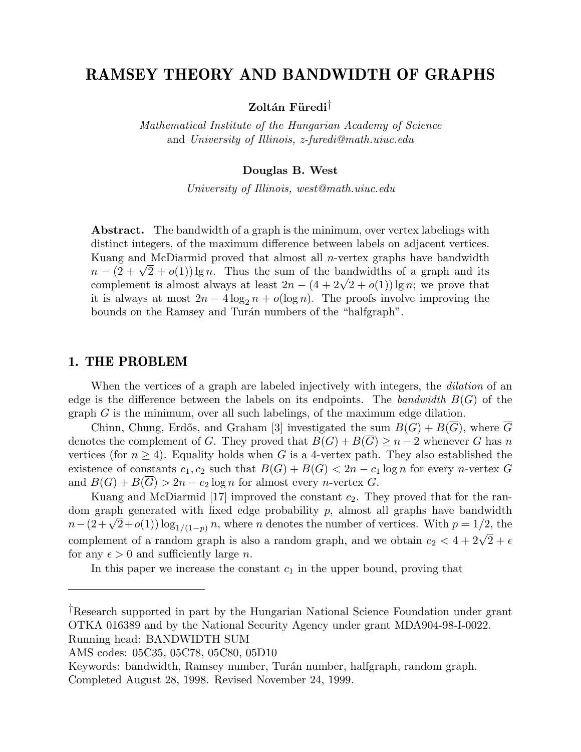# RAMSEY THEORY AND BANDWIDTH OF GRAPHS

**Zoltán Füredi†**

*Mathematical Institute of the Hungarian Academy of Science*
and *University of Illinois, z-furedi@math.uiuc.edu*

**Douglas B. West**

*University of Illinois, west@math.uiuc.edu*

**Abstract.** The bandwidth of a graph is the minimum, over vertex labelings with distinct integers, of the maximum difference between labels on adjacent vertices. Kuang and McDiarmid proved that almost all $n$-vertex graphs have bandwidth $n - (2 + \sqrt{2} + o(1)) \lg n$. Thus the sum of the bandwidths of a graph and its complement is almost always at least $2n - (4 + 2\sqrt{2} + o(1)) \lg n$; we prove that it is always at most $2n - 4\log_2 n + o(\log n)$. The proofs involve improving the bounds on the Ramsey and Turán numbers of the "halfgraph".

## 1. THE PROBLEM

When the vertices of a graph are labeled injectively with integers, the *dilation* of an edge is the difference between the labels on its endpoints. The *bandwidth* $B(G)$ of the graph $G$ is the minimum, over all such labelings, of the maximum edge dilation.

Chinn, Chung, Erdős, and Graham [3] investigated the sum $B(G) + B(\overline{G})$, where $\overline{G}$ denotes the complement of $G$. They proved that $B(G) + B(\overline{G}) \geq n - 2$ whenever $G$ has $n$ vertices (for $n \geq 4$). Equality holds when $G$ is a 4-vertex path. They also established the existence of constants $c_1, c_2$ such that $B(G) + B(\overline{G}) < 2n - c_1 \log n$ for every $n$-vertex $G$ and $B(G) + B(\overline{G}) > 2n - c_2 \log n$ for almost every $n$-vertex $G$.

Kuang and McDiarmid [17] improved the constant $c_2$. They proved that for the random graph generated with fixed edge probability $p$, almost all graphs have bandwidth $n - (2 + \sqrt{2} + o(1)) \log_{1/(1-p)} n$, where $n$ denotes the number of vertices. With $p = 1/2$, the complement of a random graph is also a random graph, and we obtain $c_2 < 4 + 2\sqrt{2} + \epsilon$ for any $\epsilon > 0$ and sufficiently large $n$.

In this paper we increase the constant $c_1$ in the upper bound, proving that

---

†Research supported in part by the Hungarian National Science Foundation under grant OTKA 016389 and by the National Security Agency under grant MDA904-98-I-0022.
Running head: BANDWIDTH SUM
AMS codes: 05C35, 05C78, 05C80, 05D10
Keywords: bandwidth, Ramsey number, Turán number, halfgraph, random graph.
Completed August 28, 1998. Revised November 24, 1999.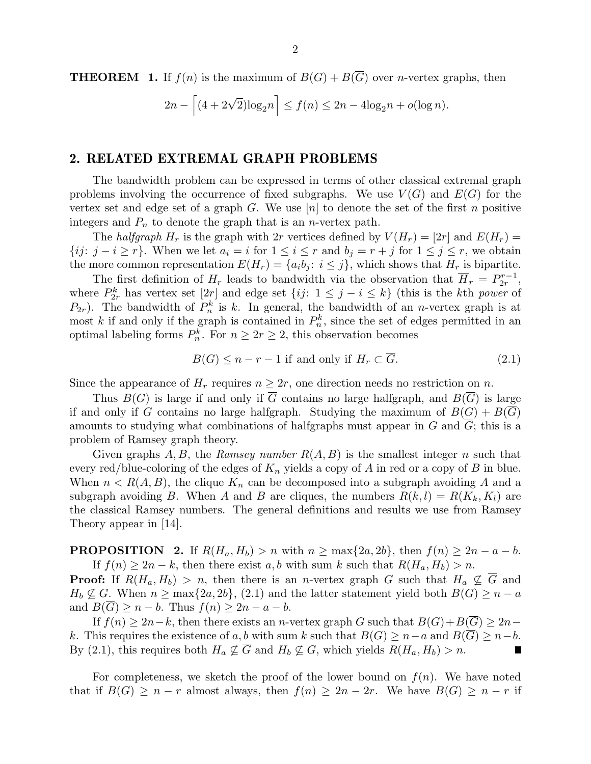**THEOREM 1.** If $f(n)$ is the maximum of $B(G) + B(\overline{G})$ over $n$-vertex graphs, then

$$2n - \left\lceil (4 + 2\sqrt{2})\log_2 n \right\rceil \leq f(n) \leq 2n - 4\log_2 n + o(\log n).$$

## 2. RELATED EXTREMAL GRAPH PROBLEMS

The bandwidth problem can be expressed in terms of other classical extremal graph problems involving the occurrence of fixed subgraphs. We use $V(G)$ and $E(G)$ for the vertex set and edge set of a graph $G$. We use $[n]$ to denote the set of the first $n$ positive integers and $P_n$ to denote the graph that is an $n$-vertex path.

The *halfgraph* $H_r$ is the graph with $2r$ vertices defined by $V(H_r) = [2r]$ and $E(H_r) = \{ij\colon\ j - i \geq r\}$. When we let $a_i = i$ for $1 \leq i \leq r$ and $b_j = r + j$ for $1 \leq j \leq r$, we obtain the more common representation $E(H_r) = \{a_i b_j\colon\ i \leq j\}$, which shows that $H_r$ is bipartite.

The first definition of $H_r$ leads to bandwidth via the observation that $\overline{H}_r = P_{2r}^{r-1}$, where $P_{2r}^k$ has vertex set $[2r]$ and edge set $\{ij\colon\ 1 \leq j - i \leq k\}$ (this is the $k$th *power* of $P_{2r}$). The bandwidth of $P_n^k$ is $k$. In general, the bandwidth of an $n$-vertex graph is at most $k$ if and only if the graph is contained in $P_n^k$, since the set of edges permitted in an optimal labeling forms $P_n^k$. For $n \geq 2r \geq 2$, this observation becomes

$$B(G) \leq n - r - 1 \text{ if and only if } H_r \subset \overline{G}. \tag{2.1}$$

Since the appearance of $H_r$ requires $n \geq 2r$, one direction needs no restriction on $n$.

Thus $B(G)$ is large if and only if $\overline{G}$ contains no large halfgraph, and $B(\overline{G})$ is large if and only if $G$ contains no large halfgraph. Studying the maximum of $B(G) + B(\overline{G})$ amounts to studying what combinations of halfgraphs must appear in $G$ and $\overline{G}$; this is a problem of Ramsey graph theory.

Given graphs $A, B$, the *Ramsey number* $R(A, B)$ is the smallest integer $n$ such that every red/blue-coloring of the edges of $K_n$ yields a copy of $A$ in red or a copy of $B$ in blue. When $n < R(A, B)$, the clique $K_n$ can be decomposed into a subgraph avoiding $A$ and a subgraph avoiding $B$. When $A$ and $B$ are cliques, the numbers $R(k, l) = R(K_k, K_l)$ are the classical Ramsey numbers. The general definitions and results we use from Ramsey Theory appear in [14].

**PROPOSITION 2.** If $R(H_a, H_b) > n$ with $n \geq \max\{2a, 2b\}$, then $f(n) \geq 2n - a - b$. If $f(n) \geq 2n - k$, then there exist $a, b$ with sum $k$ such that $R(H_a, H_b) > n$.

**Proof:** If $R(H_a, H_b) > n$, then there is an $n$-vertex graph $G$ such that $H_a \not\subseteq \overline{G}$ and $H_b \not\subseteq G$. When $n \geq \max\{2a, 2b\}$, (2.1) and the latter statement yield both $B(G) \geq n - a$ and $B(\overline{G}) \geq n - b$. Thus $f(n) \geq 2n - a - b$.

If $f(n) \geq 2n - k$, then there exists an $n$-vertex graph $G$ such that $B(G) + B(\overline{G}) \geq 2n - k$. This requires the existence of $a, b$ with sum $k$ such that $B(G) \geq n - a$ and $B(\overline{G}) \geq n - b$. By (2.1), this requires both $H_a \not\subseteq \overline{G}$ and $H_b \not\subseteq G$, which yields $R(H_a, H_b) > n$. ■

For completeness, we sketch the proof of the lower bound on $f(n)$. We have noted that if $B(G) \geq n - r$ almost always, then $f(n) \geq 2n - 2r$. We have $B(G) \geq n - r$ if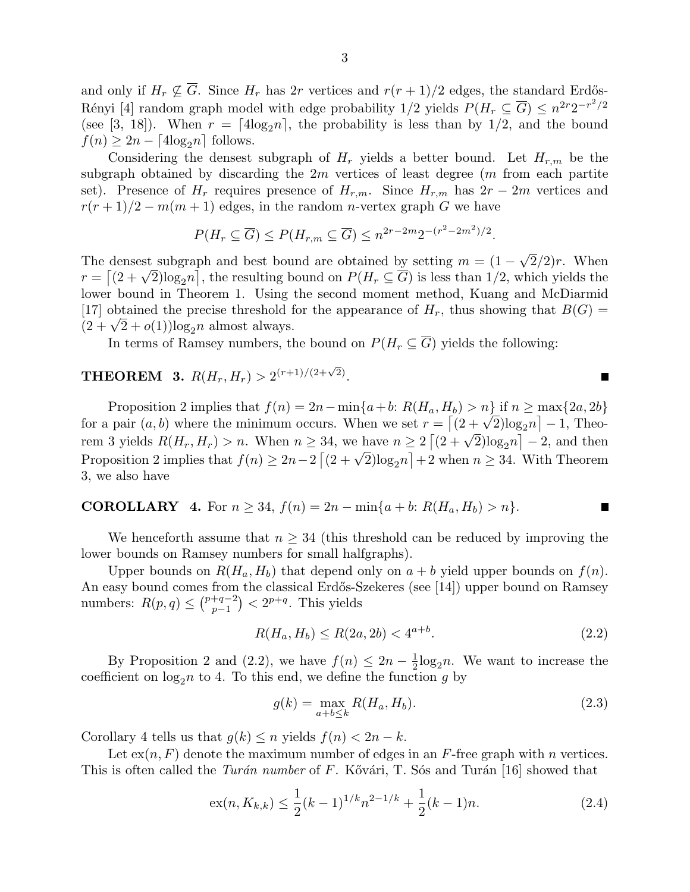and only if $H_r \not\subseteq \overline{G}$. Since $H_r$ has $2r$ vertices and $r(r+1)/2$ edges, the standard Erdős-Rényi [4] random graph model with edge probability 1/2 yields $P(H_r \subseteq \overline{G}) \le n^{2r}2^{-r^2/2}$ (see [3, 18]). When $r = \lceil 4\log_2 n \rceil$, the probability is less than by 1/2, and the bound $f(n) \ge 2n - \lceil 4\log_2 n \rceil$ follows.

Considering the densest subgraph of $H_r$ yields a better bound. Let $H_{r,m}$ be the subgraph obtained by discarding the $2m$ vertices of least degree ($m$ from each partite set). Presence of $H_r$ requires presence of $H_{r,m}$. Since $H_{r,m}$ has $2r-2m$ vertices and $r(r+1)/2 - m(m+1)$ edges, in the random $n$-vertex graph $G$ we have

$$P(H_r \subseteq \overline{G}) \le P(H_{r,m} \subseteq \overline{G}) \le n^{2r-2m}2^{-(r^2-2m^2)/2}.$$

The densest subgraph and best bound are obtained by setting $m = (1-\sqrt{2}/2)r$. When $r = \left\lceil (2+\sqrt{2})\log_2 n \right\rceil$, the resulting bound on $P(H_r \subseteq \overline{G})$ is less than 1/2, which yields the lower bound in Theorem 1. Using the second moment method, Kuang and McDiarmid [17] obtained the precise threshold for the appearance of $H_r$, thus showing that $B(G) = (2+\sqrt{2}+o(1))\log_2 n$ almost always.

In terms of Ramsey numbers, the bound on $P(H_r \subseteq \overline{G})$ yields the following:

**THEOREM 3.** $R(H_r, H_r) > 2^{(r+1)/(2+\sqrt{2})}$. ∎

Proposition 2 implies that $f(n) = 2n - \min\{a+b\colon R(H_a, H_b) > n\}$ if $n \ge \max\{2a, 2b\}$ for a pair $(a,b)$ where the minimum occurs. When we set $r = \left\lceil (2+\sqrt{2})\log_2 n \right\rceil - 1$, Theorem 3 yields $R(H_r, H_r) > n$. When $n \ge 34$, we have $n \ge 2\left\lceil (2+\sqrt{2})\log_2 n \right\rceil - 2$, and then Proposition 2 implies that $f(n) \ge 2n - 2\left\lceil (2+\sqrt{2})\log_2 n \right\rceil + 2$ when $n \ge 34$. With Theorem 3, we also have

**COROLLARY 4.** For $n \ge 34$, $f(n) = 2n - \min\{a+b\colon R(H_a, H_b) > n\}$. ∎

We henceforth assume that $n \ge 34$ (this threshold can be reduced by improving the lower bounds on Ramsey numbers for small halfgraphs).

Upper bounds on $R(H_a, H_b)$ that depend only on $a+b$ yield upper bounds on $f(n)$. An easy bound comes from the classical Erdős-Szekeres (see [14]) upper bound on Ramsey numbers: $R(p,q) \le \binom{p+q-2}{p-1} < 2^{p+q}$. This yields

$$R(H_a, H_b) \le R(2a, 2b) < 4^{a+b}. \tag{2.2}$$

By Proposition 2 and (2.2), we have $f(n) \le 2n - \frac{1}{2}\log_2 n$. We want to increase the coefficient on $\log_2 n$ to 4. To this end, we define the function $g$ by

$$g(k) = \max_{a+b \le k} R(H_a, H_b). \tag{2.3}$$

Corollary 4 tells us that $g(k) \le n$ yields $f(n) < 2n - k$.

Let $\mathrm{ex}(n, F)$ denote the maximum number of edges in an $F$-free graph with $n$ vertices. This is often called the *Turán number* of $F$. Kővári, T. Sós and Turán [16] showed that

$$\mathrm{ex}(n, K_{k,k}) \le \frac{1}{2}(k-1)^{1/k}n^{2-1/k} + \frac{1}{2}(k-1)n. \tag{2.4}$$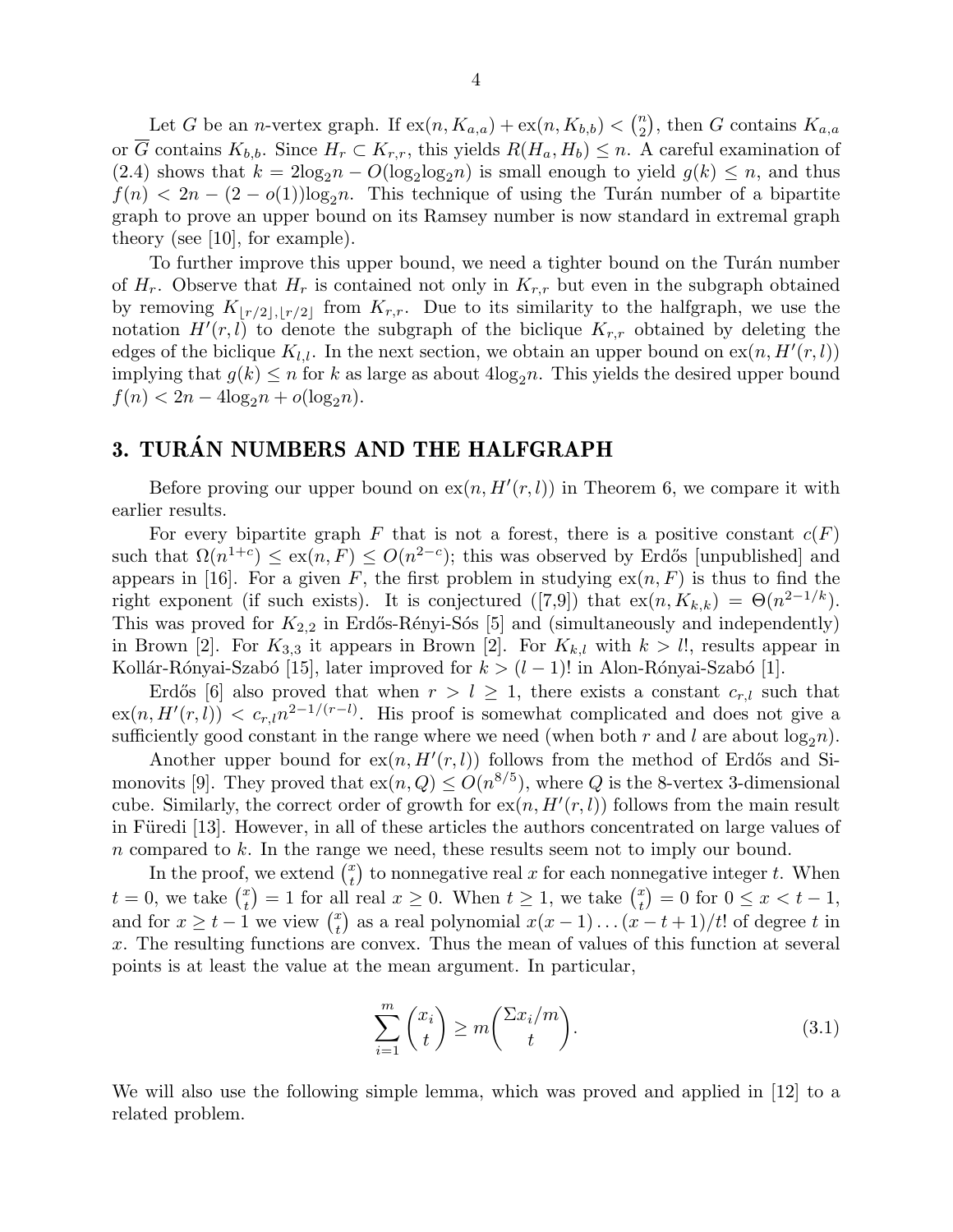Let $G$ be an $n$-vertex graph. If $\mathrm{ex}(n, K_{a,a}) + \mathrm{ex}(n, K_{b,b}) < \binom{n}{2}$, then $G$ contains $K_{a,a}$ or $\overline{G}$ contains $K_{b,b}$. Since $H_r \subset K_{r,r}$, this yields $R(H_a, H_b) \leq n$. A careful examination of (2.4) shows that $k = 2\log_2 n - O(\log_2 \log_2 n)$ is small enough to yield $g(k) \leq n$, and thus $f(n) < 2n - (2 - o(1))\log_2 n$. This technique of using the Turán number of a bipartite graph to prove an upper bound on its Ramsey number is now standard in extremal graph theory (see [10], for example).

To further improve this upper bound, we need a tighter bound on the Turán number of $H_r$. Observe that $H_r$ is contained not only in $K_{r,r}$ but even in the subgraph obtained by removing $K_{\lfloor r/2 \rfloor, \lfloor r/2 \rfloor}$ from $K_{r,r}$. Due to its similarity to the halfgraph, we use the notation $H'(r,l)$ to denote the subgraph of the biclique $K_{r,r}$ obtained by deleting the edges of the biclique $K_{l,l}$. In the next section, we obtain an upper bound on $\mathrm{ex}(n, H'(r,l))$ implying that $g(k) \leq n$ for $k$ as large as about $4\log_2 n$. This yields the desired upper bound $f(n) < 2n - 4\log_2 n + o(\log_2 n)$.

## 3. TURÁN NUMBERS AND THE HALFGRAPH

Before proving our upper bound on $\mathrm{ex}(n, H'(r,l))$ in Theorem 6, we compare it with earlier results.

For every bipartite graph $F$ that is not a forest, there is a positive constant $c(F)$ such that $\Omega(n^{1+c}) \leq \mathrm{ex}(n, F) \leq O(n^{2-c})$; this was observed by Erdős [unpublished] and appears in [16]. For a given $F$, the first problem in studying $\mathrm{ex}(n, F)$ is thus to find the right exponent (if such exists). It is conjectured ([7,9]) that $\mathrm{ex}(n, K_{k,k}) = \Theta(n^{2-1/k})$. This was proved for $K_{2,2}$ in Erdős-Rényi-Sós [5] and (simultaneously and independently) in Brown [2]. For $K_{3,3}$ it appears in Brown [2]. For $K_{k,l}$ with $k > l!$, results appear in Kollár-Rónyai-Szabó [15], later improved for $k > (l-1)!$ in Alon-Rónyai-Szabó [1].

Erdős [6] also proved that when $r > l \geq 1$, there exists a constant $c_{r,l}$ such that $\mathrm{ex}(n, H'(r,l)) < c_{r,l} n^{2-1/(r-l)}$. His proof is somewhat complicated and does not give a sufficiently good constant in the range where we need (when both $r$ and $l$ are about $\log_2 n$).

Another upper bound for $\mathrm{ex}(n, H'(r,l))$ follows from the method of Erdős and Simonovits [9]. They proved that $\mathrm{ex}(n, Q) \leq O(n^{8/5})$, where $Q$ is the 8-vertex 3-dimensional cube. Similarly, the correct order of growth for $\mathrm{ex}(n, H'(r,l))$ follows from the main result in Füredi [13]. However, in all of these articles the authors concentrated on large values of $n$ compared to $k$. In the range we need, these results seem not to imply our bound.

In the proof, we extend $\binom{x}{t}$ to nonnegative real $x$ for each nonnegative integer $t$. When $t = 0$, we take $\binom{x}{t} = 1$ for all real $x \geq 0$. When $t \geq 1$, we take $\binom{x}{t} = 0$ for $0 \leq x < t-1$, and for $x \geq t-1$ we view $\binom{x}{t}$ as a real polynomial $x(x-1)\ldots(x-t+1)/t!$ of degree $t$ in $x$. The resulting functions are convex. Thus the mean of values of this function at several points is at least the value at the mean argument. In particular,

$$\sum_{i=1}^{m} \binom{x_i}{t} \geq m \binom{\Sigma x_i / m}{t}. \tag{3.1}$$

We will also use the following simple lemma, which was proved and applied in [12] to a related problem.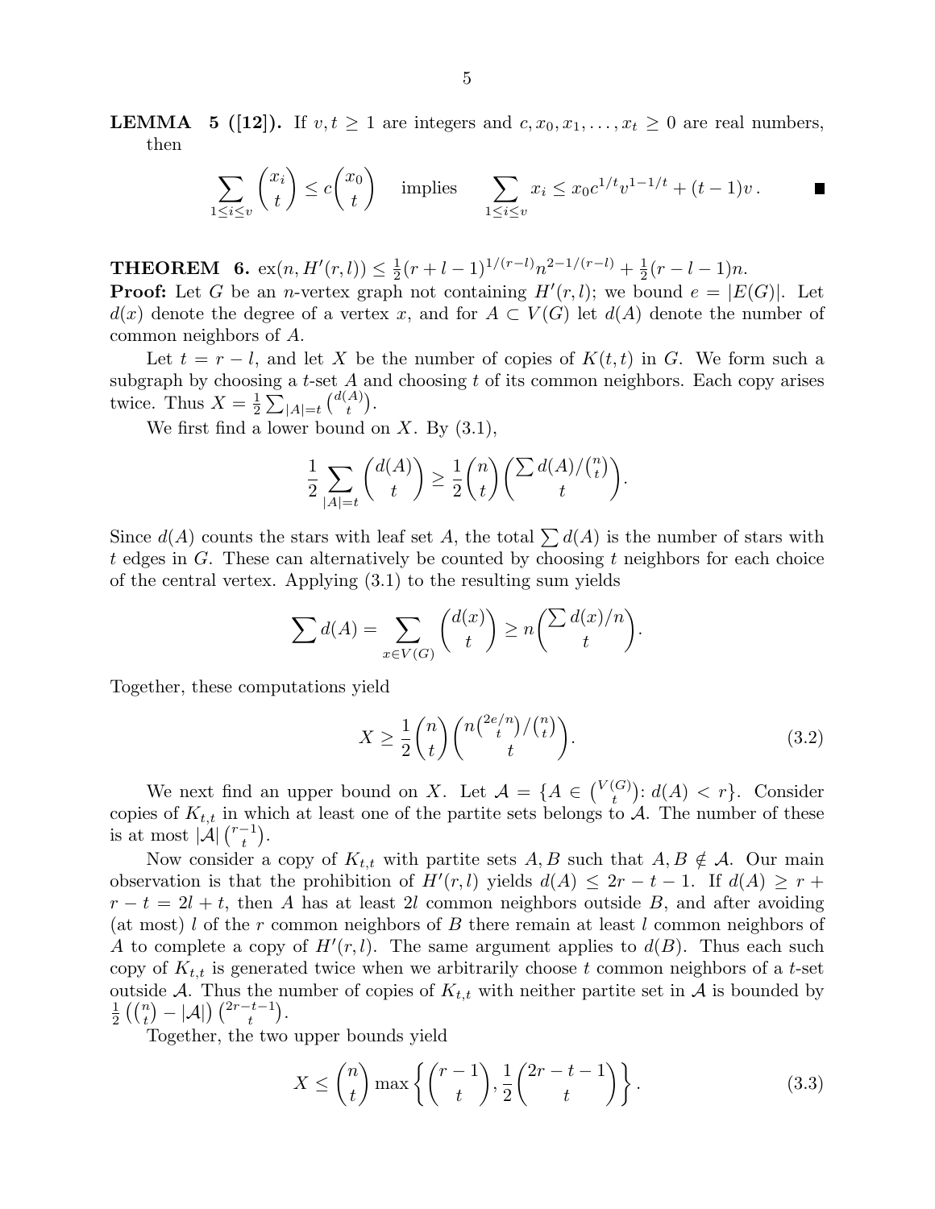**LEMMA 5 ([12]).** If $v, t \geq 1$ are integers and $c, x_0, x_1, \ldots, x_t \geq 0$ are real numbers, then

$$\sum_{1 \leq i \leq v} \binom{x_i}{t} \leq c \binom{x_0}{t} \quad \text{implies} \quad \sum_{1 \leq i \leq v} x_i \leq x_0 c^{1/t} v^{1-1/t} + (t-1)v \,. \qquad \blacksquare$$

**THEOREM 6.** $\mathrm{ex}(n, H'(r,l)) \leq \frac{1}{2}(r+l-1)^{1/(r-l)} n^{2-1/(r-l)} + \frac{1}{2}(r-l-1)n$.

**Proof:** Let $G$ be an $n$-vertex graph not containing $H'(r,l)$; we bound $e = |E(G)|$. Let $d(x)$ denote the degree of a vertex $x$, and for $A \subset V(G)$ let $d(A)$ denote the number of common neighbors of $A$.

Let $t = r - l$, and let $X$ be the number of copies of $K(t,t)$ in $G$. We form such a subgraph by choosing a $t$-set $A$ and choosing $t$ of its common neighbors. Each copy arises twice. Thus $X = \frac{1}{2} \sum_{|A|=t} \binom{d(A)}{t}$.

We first find a lower bound on $X$. By (3.1),

$$\frac{1}{2} \sum_{|A|=t} \binom{d(A)}{t} \geq \frac{1}{2} \binom{n}{t} \binom{\sum d(A)/\binom{n}{t}}{t}.$$

Since $d(A)$ counts the stars with leaf set $A$, the total $\sum d(A)$ is the number of stars with $t$ edges in $G$. These can alternatively be counted by choosing $t$ neighbors for each choice of the central vertex. Applying (3.1) to the resulting sum yields

$$\sum d(A) = \sum_{x \in V(G)} \binom{d(x)}{t} \geq n \binom{\sum d(x)/n}{t}.$$

Together, these computations yield

$$X \geq \frac{1}{2} \binom{n}{t} \binom{n \binom{2e/n}{t} / \binom{n}{t}}{t}. \tag{3.2}$$

We next find an upper bound on $X$. Let $\mathcal{A} = \{A \in \binom{V(G)}{t} \colon d(A) < r\}$. Consider copies of $K_{t,t}$ in which at least one of the partite sets belongs to $\mathcal{A}$. The number of these is at most $|\mathcal{A}| \binom{r-1}{t}$.

Now consider a copy of $K_{t,t}$ with partite sets $A, B$ such that $A, B \notin \mathcal{A}$. Our main observation is that the prohibition of $H'(r,l)$ yields $d(A) \leq 2r - t - 1$. If $d(A) \geq r + r - t = 2l + t$, then $A$ has at least $2l$ common neighbors outside $B$, and after avoiding (at most) $l$ of the $r$ common neighbors of $B$ there remain at least $l$ common neighbors of $A$ to complete a copy of $H'(r,l)$. The same argument applies to $d(B)$. Thus each such copy of $K_{t,t}$ is generated twice when we arbitrarily choose $t$ common neighbors of a $t$-set outside $\mathcal{A}$. Thus the number of copies of $K_{t,t}$ with neither partite set in $\mathcal{A}$ is bounded by $\frac{1}{2}\left(\binom{n}{t} - |\mathcal{A}|\right)\binom{2r-t-1}{t}$.

Together, the two upper bounds yield

$$X \leq \binom{n}{t} \max\left\{ \binom{r-1}{t}, \frac{1}{2}\binom{2r-t-1}{t} \right\}. \tag{3.3}$$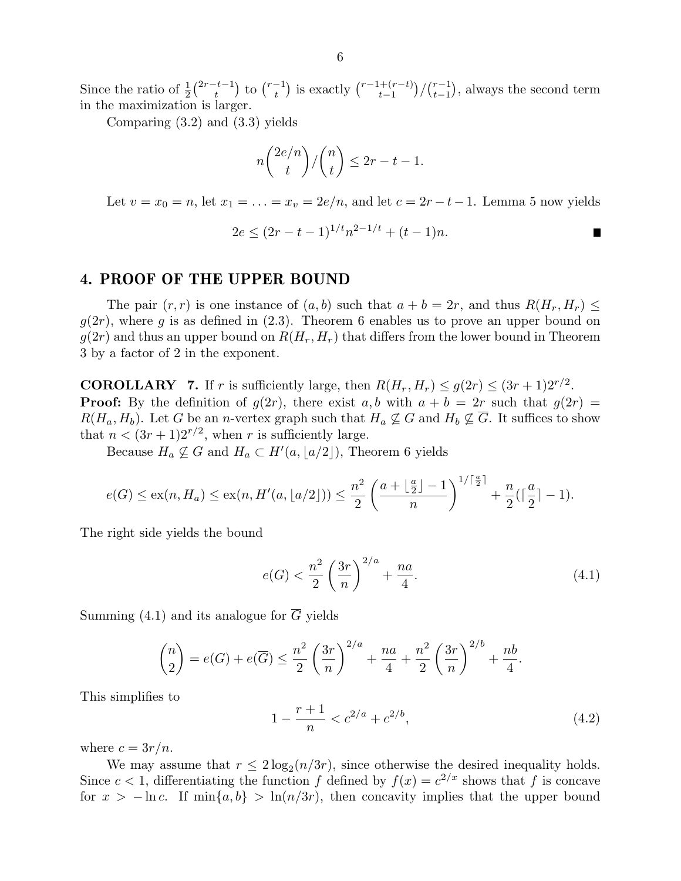Since the ratio of $\frac{1}{2}\binom{2r-t-1}{t}$ to $\binom{r-1}{t}$ is exactly $\binom{r-1+(r-t)}{t-1}/\binom{r-1}{t-1}$, always the second term in the maximization is larger.

Comparing (3.2) and (3.3) yields

$$n\binom{2e/n}{t}/\binom{n}{t} \leq 2r - t - 1.$$

Let $v = x_0 = n$, let $x_1 = \ldots = x_v = 2e/n$, and let $c = 2r - t - 1$. Lemma 5 now yields

$$2e \leq (2r-t-1)^{1/t} n^{2-1/t} + (t-1)n. \qquad \blacksquare$$

## 4. PROOF OF THE UPPER BOUND

The pair $(r, r)$ is one instance of $(a, b)$ such that $a + b = 2r$, and thus $R(H_r, H_r) \leq g(2r)$, where $g$ is as defined in (2.3). Theorem 6 enables us to prove an upper bound on $g(2r)$ and thus an upper bound on $R(H_r, H_r)$ that differs from the lower bound in Theorem 3 by a factor of 2 in the exponent.

**COROLLARY 7.** If $r$ is sufficiently large, then $R(H_r, H_r) \leq g(2r) \leq (3r+1)2^{r/2}$.

**Proof:** By the definition of $g(2r)$, there exist $a, b$ with $a + b = 2r$ such that $g(2r) = R(H_a, H_b)$. Let $G$ be an $n$-vertex graph such that $H_a \not\subseteq G$ and $H_b \not\subseteq \overline{G}$. It suffices to show that $n < (3r+1)2^{r/2}$, when $r$ is sufficiently large.

Because $H_a \not\subseteq G$ and $H_a \subset H'(a, \lfloor a/2 \rfloor)$, Theorem 6 yields

$$e(G) \leq \mathrm{ex}(n, H_a) \leq \mathrm{ex}(n, H'(a, \lfloor a/2 \rfloor)) \leq \frac{n^2}{2}\left(\frac{a + \lfloor \frac{a}{2} \rfloor - 1}{n}\right)^{1/\lceil \frac{a}{2} \rceil} + \frac{n}{2}(\lceil \frac{a}{2} \rceil - 1).$$

The right side yields the bound

$$e(G) < \frac{n^2}{2}\left(\frac{3r}{n}\right)^{2/a} + \frac{na}{4}. \tag{4.1}$$

Summing (4.1) and its analogue for $\overline{G}$ yields

$$\binom{n}{2} = e(G) + e(\overline{G}) \leq \frac{n^2}{2}\left(\frac{3r}{n}\right)^{2/a} + \frac{na}{4} + \frac{n^2}{2}\left(\frac{3r}{n}\right)^{2/b} + \frac{nb}{4}.$$

This simplifies to

$$1 - \frac{r+1}{n} < c^{2/a} + c^{2/b}, \tag{4.2}$$

where $c = 3r/n$.

We may assume that $r \leq 2\log_2(n/3r)$, since otherwise the desired inequality holds. Since $c < 1$, differentiating the function $f$ defined by $f(x) = c^{2/x}$ shows that $f$ is concave for $x > -\ln c$. If $\min\{a, b\} > \ln(n/3r)$, then concavity implies that the upper bound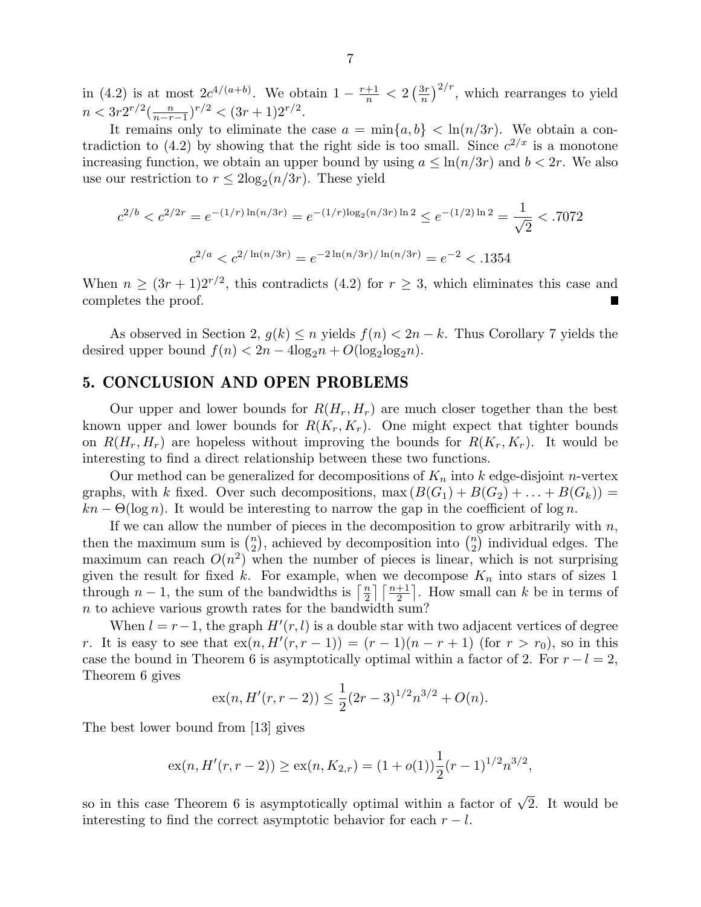in (4.2) is at most $2c^{4/(a+b)}$. We obtain $1 - \frac{r+1}{n} < 2\left(\frac{3r}{n}\right)^{2/r}$, which rearranges to yield $n < 3r2^{r/2}(\frac{n}{n-r-1})^{r/2} < (3r+1)2^{r/2}$.

It remains only to eliminate the case $a = \min\{a, b\} < \ln(n/3r)$. We obtain a contradiction to (4.2) by showing that the right side is too small. Since $c^{2/x}$ is a monotone increasing function, we obtain an upper bound by using $a \le \ln(n/3r)$ and $b < 2r$. We also use our restriction to $r \le 2\log_2(n/3r)$. These yield

$$c^{2/b} < c^{2/2r} = e^{-(1/r)\ln(n/3r)} = e^{-(1/r)\log_2(n/3r)\ln 2} \le e^{-(1/2)\ln 2} = \frac{1}{\sqrt{2}} < .7072$$

$$c^{2/a} < c^{2/\ln(n/3r)} = e^{-2\ln(n/3r)/\ln(n/3r)} = e^{-2} < .1354$$

When $n \ge (3r+1)2^{r/2}$, this contradicts (4.2) for $r \ge 3$, which eliminates this case and completes the proof. ∎

As observed in Section 2, $g(k) \le n$ yields $f(n) < 2n - k$. Thus Corollary 7 yields the desired upper bound $f(n) < 2n - 4\log_2 n + O(\log_2\log_2 n)$.

## 5. CONCLUSION AND OPEN PROBLEMS

Our upper and lower bounds for $R(H_r, H_r)$ are much closer together than the best known upper and lower bounds for $R(K_r, K_r)$. One might expect that tighter bounds on $R(H_r, H_r)$ are hopeless without improving the bounds for $R(K_r, K_r)$. It would be interesting to find a direct relationship between these two functions.

Our method can be generalized for decompositions of $K_n$ into $k$ edge-disjoint $n$-vertex graphs, with $k$ fixed. Over such decompositions, $\max(B(G_1) + B(G_2) + \ldots + B(G_k)) = kn - \Theta(\log n)$. It would be interesting to narrow the gap in the coefficient of $\log n$.

If we can allow the number of pieces in the decomposition to grow arbitrarily with $n$, then the maximum sum is $\binom{n}{2}$, achieved by decomposition into $\binom{n}{2}$ individual edges. The maximum can reach $O(n^2)$ when the number of pieces is linear, which is not surprising given the result for fixed $k$. For example, when we decompose $K_n$ into stars of sizes 1 through $n-1$, the sum of the bandwidths is $\lceil \frac{n}{2} \rceil \lceil \frac{n+1}{2} \rceil$. How small can $k$ be in terms of $n$ to achieve various growth rates for the bandwidth sum?

When $l = r-1$, the graph $H'(r, l)$ is a double star with two adjacent vertices of degree $r$. It is easy to see that $\text{ex}(n, H'(r, r-1)) = (r-1)(n-r+1)$ (for $r > r_0$), so in this case the bound in Theorem 6 is asymptotically optimal within a factor of 2. For $r - l = 2$, Theorem 6 gives

$$\text{ex}(n, H'(r, r-2)) \le \frac{1}{2}(2r-3)^{1/2} n^{3/2} + O(n).$$

The best lower bound from [13] gives

$$\text{ex}(n, H'(r, r-2)) \ge \text{ex}(n, K_{2,r}) = (1 + o(1))\frac{1}{2}(r-1)^{1/2} n^{3/2},$$

so in this case Theorem 6 is asymptotically optimal within a factor of $\sqrt{2}$. It would be interesting to find the correct asymptotic behavior for each $r - l$.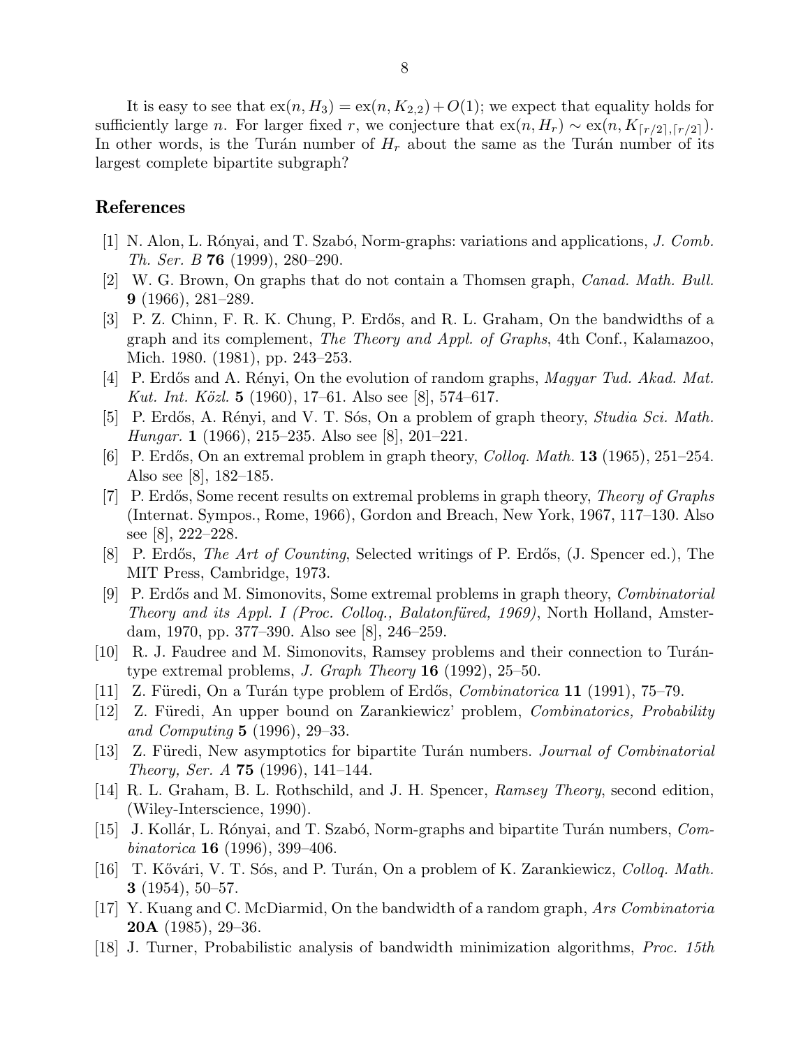It is easy to see that $\text{ex}(n, H_3) = \text{ex}(n, K_{2,2}) + O(1)$; we expect that equality holds for sufficiently large $n$. For larger fixed $r$, we conjecture that $\text{ex}(n, H_r) \sim \text{ex}(n, K_{\lceil r/2 \rceil, \lceil r/2 \rceil})$. In other words, is the Turán number of $H_r$ about the same as the Turán number of its largest complete bipartite subgraph?

## References

[1] N. Alon, L. Rónyai, and T. Szabó, Norm-graphs: variations and applications, *J. Comb. Th. Ser. B* **76** (1999), 280–290.

[2] W. G. Brown, On graphs that do not contain a Thomsen graph, *Canad. Math. Bull.* **9** (1966), 281–289.

[3] P. Z. Chinn, F. R. K. Chung, P. Erdős, and R. L. Graham, On the bandwidths of a graph and its complement, *The Theory and Appl. of Graphs*, 4th Conf., Kalamazoo, Mich. 1980. (1981), pp. 243–253.

[4] P. Erdős and A. Rényi, On the evolution of random graphs, *Magyar Tud. Akad. Mat. Kut. Int. Közl.* **5** (1960), 17–61. Also see [8], 574–617.

[5] P. Erdős, A. Rényi, and V. T. Sós, On a problem of graph theory, *Studia Sci. Math. Hungar.* **1** (1966), 215–235. Also see [8], 201–221.

[6] P. Erdős, On an extremal problem in graph theory, *Colloq. Math.* **13** (1965), 251–254. Also see [8], 182–185.

[7] P. Erdős, Some recent results on extremal problems in graph theory, *Theory of Graphs* (Internat. Sympos., Rome, 1966), Gordon and Breach, New York, 1967, 117–130. Also see [8], 222–228.

[8] P. Erdős, *The Art of Counting*, Selected writings of P. Erdős, (J. Spencer ed.), The MIT Press, Cambridge, 1973.

[9] P. Erdős and M. Simonovits, Some extremal problems in graph theory, *Combinatorial Theory and its Appl. I (Proc. Colloq., Balatonfüred, 1969)*, North Holland, Amsterdam, 1970, pp. 377–390. Also see [8], 246–259.

[10] R. J. Faudree and M. Simonovits, Ramsey problems and their connection to Turán-type extremal problems, *J. Graph Theory* **16** (1992), 25–50.

[11] Z. Füredi, On a Turán type problem of Erdős, *Combinatorica* **11** (1991), 75–79.

[12] Z. Füredi, An upper bound on Zarankiewicz' problem, *Combinatorics, Probability and Computing* **5** (1996), 29–33.

[13] Z. Füredi, New asymptotics for bipartite Turán numbers. *Journal of Combinatorial Theory, Ser. A* **75** (1996), 141–144.

[14] R. L. Graham, B. L. Rothschild, and J. H. Spencer, *Ramsey Theory*, second edition, (Wiley-Interscience, 1990).

[15] J. Kollár, L. Rónyai, and T. Szabó, Norm-graphs and bipartite Turán numbers, *Combinatorica* **16** (1996), 399–406.

[16] T. Kővári, V. T. Sós, and P. Turán, On a problem of K. Zarankiewicz, *Colloq. Math.* **3** (1954), 50–57.

[17] Y. Kuang and C. McDiarmid, On the bandwidth of a random graph, *Ars Combinatoria* **20A** (1985), 29–36.

[18] J. Turner, Probabilistic analysis of bandwidth minimization algorithms, *Proc. 15th*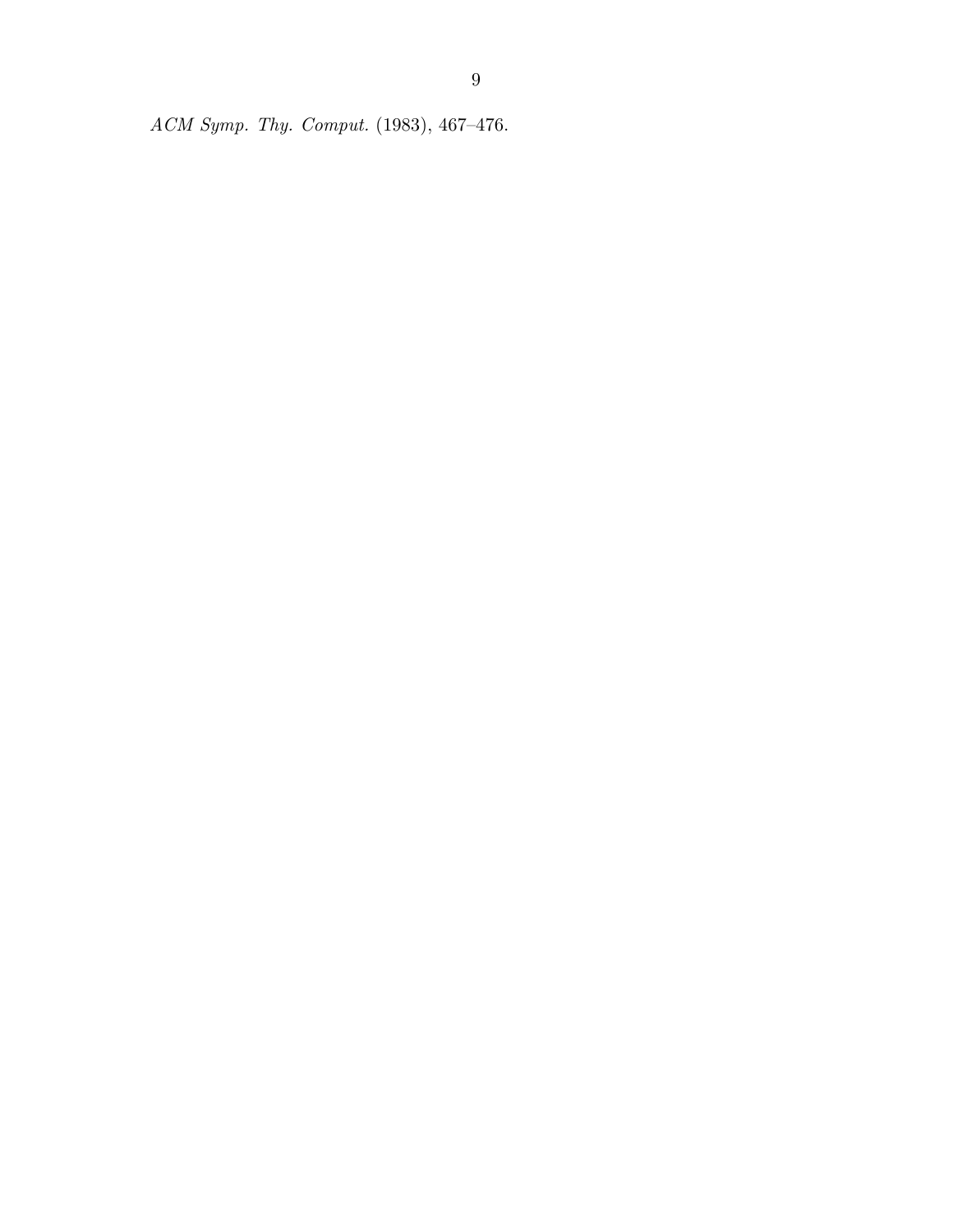*ACM Symp. Thy. Comput.* (1983), 467–476.